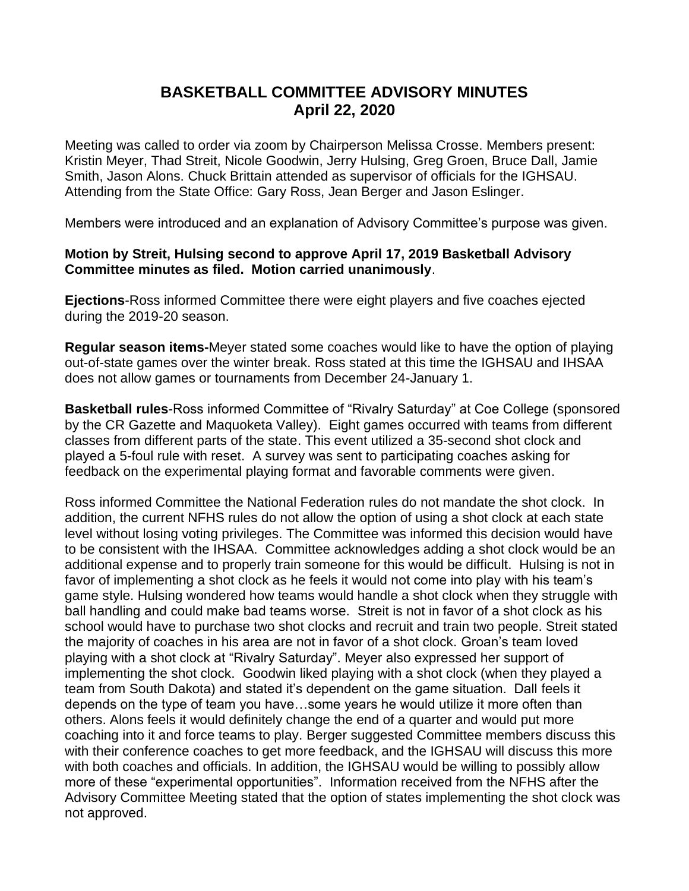# BASKETBALL COMMITTEE ADVISORY MINUTES
## April 22, 2020

Meeting was called to order via zoom by Chairperson Melissa Crosse. Members present: Kristin Meyer, Thad Streit, Nicole Goodwin, Jerry Hulsing, Greg Groen, Bruce Dall, Jamie Smith, Jason Alons. Chuck Brittain attended as supervisor of officials for the IGHSAU. Attending from the State Office: Gary Ross, Jean Berger and Jason Eslinger.

Members were introduced and an explanation of Advisory Committee's purpose was given.

**Motion by Streit, Hulsing second to approve April 17, 2019 Basketball Advisory Committee minutes as filed. Motion carried unanimously**.

**Ejections**-Ross informed Committee there were eight players and five coaches ejected during the 2019-20 season.

**Regular season items-**Meyer stated some coaches would like to have the option of playing out-of-state games over the winter break. Ross stated at this time the IGHSAU and IHSAA does not allow games or tournaments from December 24-January 1.

**Basketball rules**-Ross informed Committee of "Rivalry Saturday" at Coe College (sponsored by the CR Gazette and Maquoketa Valley). Eight games occurred with teams from different classes from different parts of the state. This event utilized a 35-second shot clock and played a 5-foul rule with reset. A survey was sent to participating coaches asking for feedback on the experimental playing format and favorable comments were given.

Ross informed Committee the National Federation rules do not mandate the shot clock. In addition, the current NFHS rules do not allow the option of using a shot clock at each state level without losing voting privileges. The Committee was informed this decision would have to be consistent with the IHSAA. Committee acknowledges adding a shot clock would be an additional expense and to properly train someone for this would be difficult. Hulsing is not in favor of implementing a shot clock as he feels it would not come into play with his team's game style. Hulsing wondered how teams would handle a shot clock when they struggle with ball handling and could make bad teams worse. Streit is not in favor of a shot clock as his school would have to purchase two shot clocks and recruit and train two people. Streit stated the majority of coaches in his area are not in favor of a shot clock. Groan's team loved playing with a shot clock at "Rivalry Saturday". Meyer also expressed her support of implementing the shot clock. Goodwin liked playing with a shot clock (when they played a team from South Dakota) and stated it's dependent on the game situation. Dall feels it depends on the type of team you have…some years he would utilize it more often than others. Alons feels it would definitely change the end of a quarter and would put more coaching into it and force teams to play. Berger suggested Committee members discuss this with their conference coaches to get more feedback, and the IGHSAU will discuss this more with both coaches and officials. In addition, the IGHSAU would be willing to possibly allow more of these "experimental opportunities". Information received from the NFHS after the Advisory Committee Meeting stated that the option of states implementing the shot clock was not approved.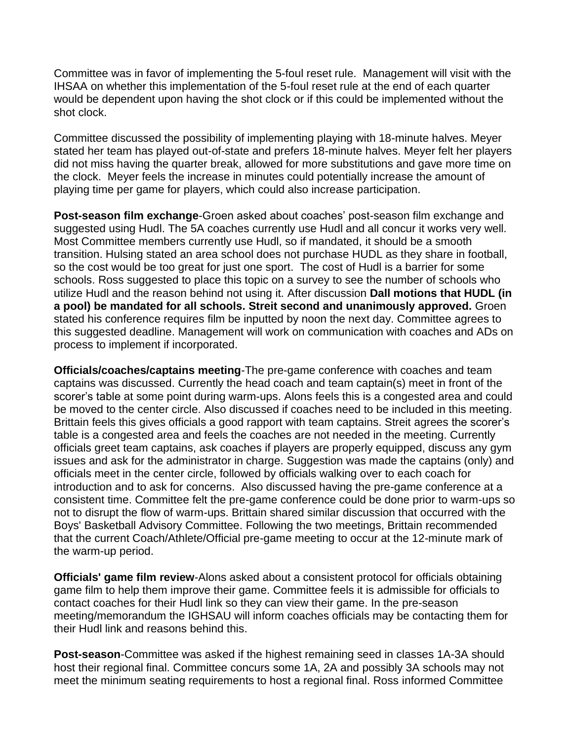Committee was in favor of implementing the 5-foul reset rule. Management will visit with the IHSAA on whether this implementation of the 5-foul reset rule at the end of each quarter would be dependent upon having the shot clock or if this could be implemented without the shot clock.

Committee discussed the possibility of implementing playing with 18-minute halves. Meyer stated her team has played out-of-state and prefers 18-minute halves. Meyer felt her players did not miss having the quarter break, allowed for more substitutions and gave more time on the clock. Meyer feels the increase in minutes could potentially increase the amount of playing time per game for players, which could also increase participation.

**Post-season film exchange**-Groen asked about coaches' post-season film exchange and suggested using Hudl. The 5A coaches currently use Hudl and all concur it works very well. Most Committee members currently use Hudl, so if mandated, it should be a smooth transition. Hulsing stated an area school does not purchase HUDL as they share in football, so the cost would be too great for just one sport. The cost of Hudl is a barrier for some schools. Ross suggested to place this topic on a survey to see the number of schools who utilize Hudl and the reason behind not using it. After discussion **Dall motions that HUDL (in a pool) be mandated for all schools. Streit second and unanimously approved.** Groen stated his conference requires film be inputted by noon the next day. Committee agrees to this suggested deadline. Management will work on communication with coaches and ADs on process to implement if incorporated.

**Officials/coaches/captains meeting**-The pre-game conference with coaches and team captains was discussed. Currently the head coach and team captain(s) meet in front of the scorer's table at some point during warm-ups. Alons feels this is a congested area and could be moved to the center circle. Also discussed if coaches need to be included in this meeting. Brittain feels this gives officials a good rapport with team captains. Streit agrees the scorer's table is a congested area and feels the coaches are not needed in the meeting. Currently officials greet team captains, ask coaches if players are properly equipped, discuss any gym issues and ask for the administrator in charge. Suggestion was made the captains (only) and officials meet in the center circle, followed by officials walking over to each coach for introduction and to ask for concerns. Also discussed having the pre-game conference at a consistent time. Committee felt the pre-game conference could be done prior to warm-ups so not to disrupt the flow of warm-ups. Brittain shared similar discussion that occurred with the Boys' Basketball Advisory Committee. Following the two meetings, Brittain recommended that the current Coach/Athlete/Official pre-game meeting to occur at the 12-minute mark of the warm-up period.

**Officials' game film review**-Alons asked about a consistent protocol for officials obtaining game film to help them improve their game. Committee feels it is admissible for officials to contact coaches for their Hudl link so they can view their game. In the pre-season meeting/memorandum the IGHSAU will inform coaches officials may be contacting them for their Hudl link and reasons behind this.

**Post-season**-Committee was asked if the highest remaining seed in classes 1A-3A should host their regional final. Committee concurs some 1A, 2A and possibly 3A schools may not meet the minimum seating requirements to host a regional final. Ross informed Committee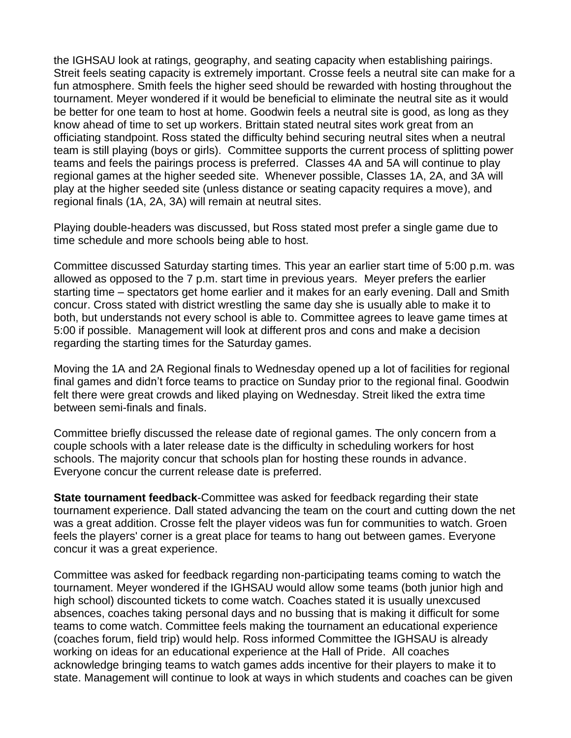the IGHSAU look at ratings, geography, and seating capacity when establishing pairings. Streit feels seating capacity is extremely important. Crosse feels a neutral site can make for a fun atmosphere. Smith feels the higher seed should be rewarded with hosting throughout the tournament. Meyer wondered if it would be beneficial to eliminate the neutral site as it would be better for one team to host at home. Goodwin feels a neutral site is good, as long as they know ahead of time to set up workers. Brittain stated neutral sites work great from an officiating standpoint. Ross stated the difficulty behind securing neutral sites when a neutral team is still playing (boys or girls). Committee supports the current process of splitting power teams and feels the pairings process is preferred. Classes 4A and 5A will continue to play regional games at the higher seeded site. Whenever possible, Classes 1A, 2A, and 3A will play at the higher seeded site (unless distance or seating capacity requires a move), and regional finals (1A, 2A, 3A) will remain at neutral sites.

Playing double-headers was discussed, but Ross stated most prefer a single game due to time schedule and more schools being able to host.

Committee discussed Saturday starting times. This year an earlier start time of 5:00 p.m. was allowed as opposed to the 7 p.m. start time in previous years. Meyer prefers the earlier starting time – spectators get home earlier and it makes for an early evening. Dall and Smith concur. Cross stated with district wrestling the same day she is usually able to make it to both, but understands not every school is able to. Committee agrees to leave game times at 5:00 if possible. Management will look at different pros and cons and make a decision regarding the starting times for the Saturday games.

Moving the 1A and 2A Regional finals to Wednesday opened up a lot of facilities for regional final games and didn't force teams to practice on Sunday prior to the regional final. Goodwin felt there were great crowds and liked playing on Wednesday. Streit liked the extra time between semi-finals and finals.

Committee briefly discussed the release date of regional games. The only concern from a couple schools with a later release date is the difficulty in scheduling workers for host schools. The majority concur that schools plan for hosting these rounds in advance. Everyone concur the current release date is preferred.

**State tournament feedback**-Committee was asked for feedback regarding their state tournament experience. Dall stated advancing the team on the court and cutting down the net was a great addition. Crosse felt the player videos was fun for communities to watch. Groen feels the players' corner is a great place for teams to hang out between games. Everyone concur it was a great experience.

Committee was asked for feedback regarding non-participating teams coming to watch the tournament. Meyer wondered if the IGHSAU would allow some teams (both junior high and high school) discounted tickets to come watch. Coaches stated it is usually unexcused absences, coaches taking personal days and no bussing that is making it difficult for some teams to come watch. Committee feels making the tournament an educational experience (coaches forum, field trip) would help. Ross informed Committee the IGHSAU is already working on ideas for an educational experience at the Hall of Pride. All coaches acknowledge bringing teams to watch games adds incentive for their players to make it to state. Management will continue to look at ways in which students and coaches can be given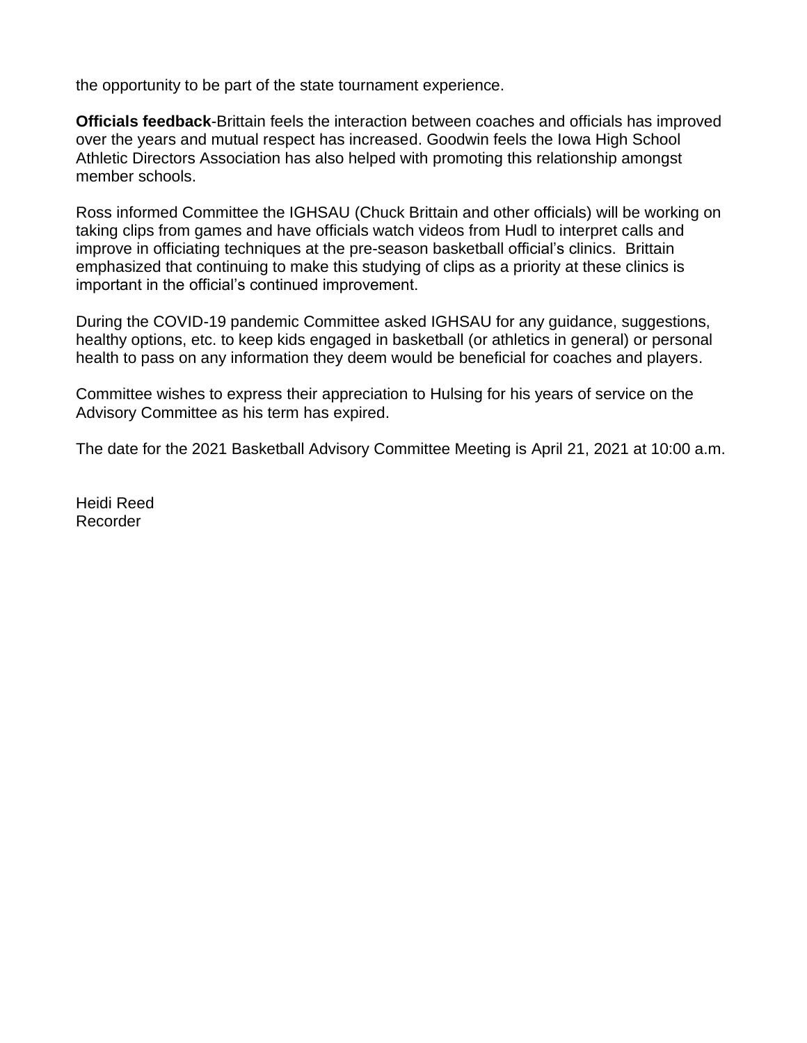the opportunity to be part of the state tournament experience.

**Officials feedback**-Brittain feels the interaction between coaches and officials has improved over the years and mutual respect has increased. Goodwin feels the Iowa High School Athletic Directors Association has also helped with promoting this relationship amongst member schools.

Ross informed Committee the IGHSAU (Chuck Brittain and other officials) will be working on taking clips from games and have officials watch videos from Hudl to interpret calls and improve in officiating techniques at the pre-season basketball official's clinics. Brittain emphasized that continuing to make this studying of clips as a priority at these clinics is important in the official's continued improvement.

During the COVID-19 pandemic Committee asked IGHSAU for any guidance, suggestions, healthy options, etc. to keep kids engaged in basketball (or athletics in general) or personal health to pass on any information they deem would be beneficial for coaches and players.

Committee wishes to express their appreciation to Hulsing for his years of service on the Advisory Committee as his term has expired.

The date for the 2021 Basketball Advisory Committee Meeting is April 21, 2021 at 10:00 a.m.

Heidi Reed
Recorder